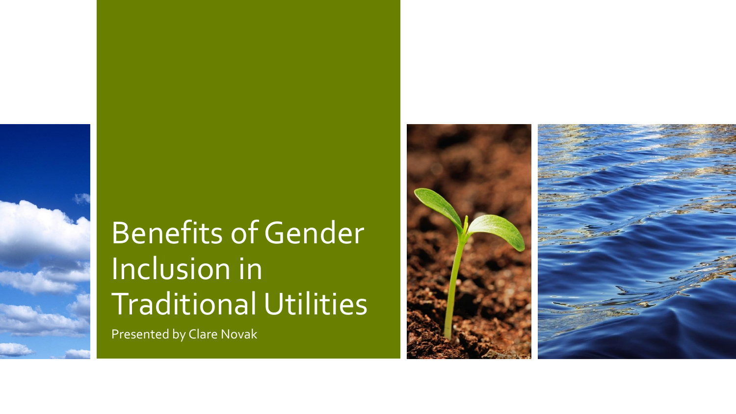# Benefits of Gender Inclusion in Traditional Utilities

Presented by Clare Novak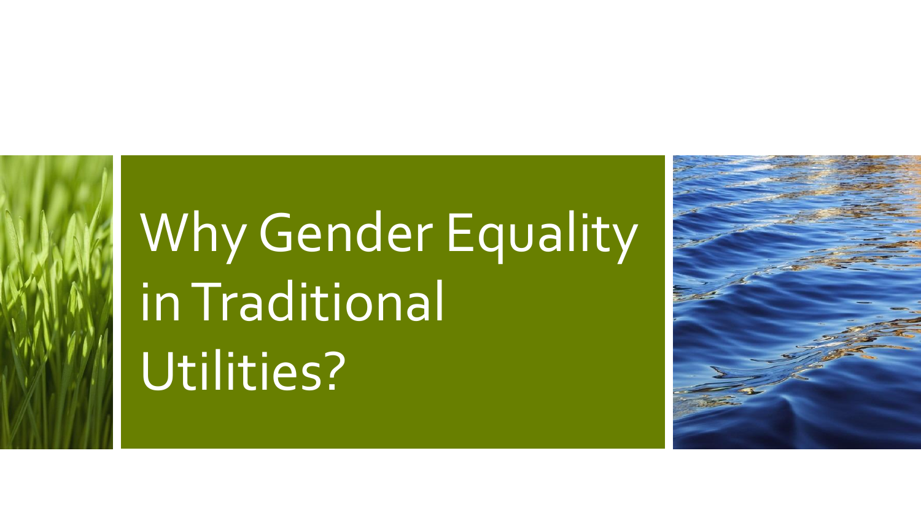# Why Gender Equality in Traditional Utilities?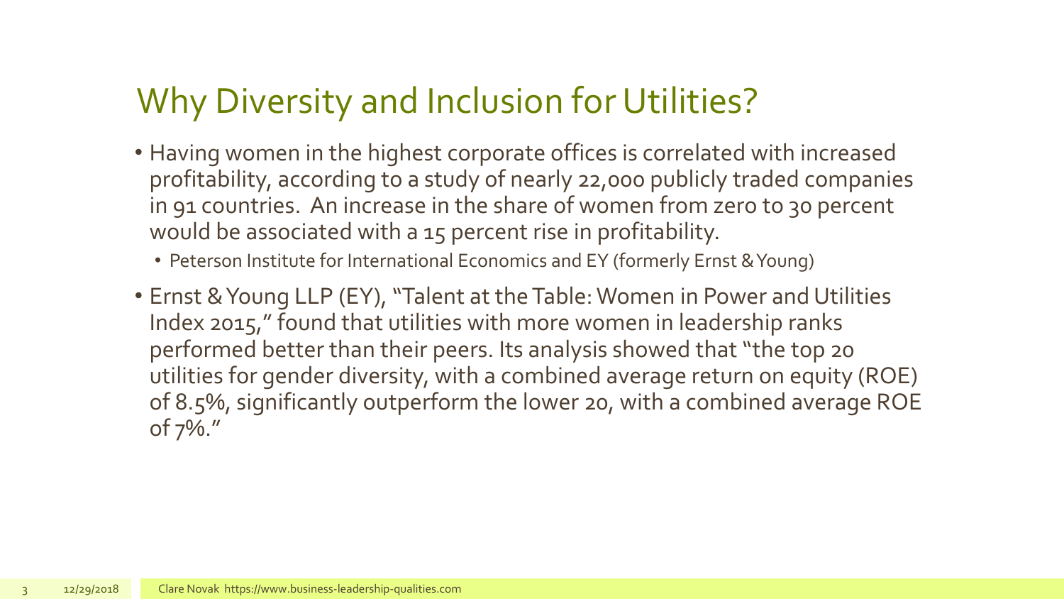# Why Diversity and Inclusion for Utilities?

- Having women in the highest corporate offices is correlated with increased profitability, according to a study of nearly 22,000 publicly traded companies in 91 countries. An increase in the share of women from zero to 30 percent would be associated with a 15 percent rise in profitability.
  - Peterson Institute for International Economics and EY (formerly Ernst & Young)
- Ernst & Young LLP (EY), "Talent at the Table: Women in Power and Utilities Index 2015," found that utilities with more women in leadership ranks performed better than their peers. Its analysis showed that "the top 20 utilities for gender diversity, with a combined average return on equity (ROE) of 8.5%, significantly outperform the lower 20, with a combined average ROE of 7%."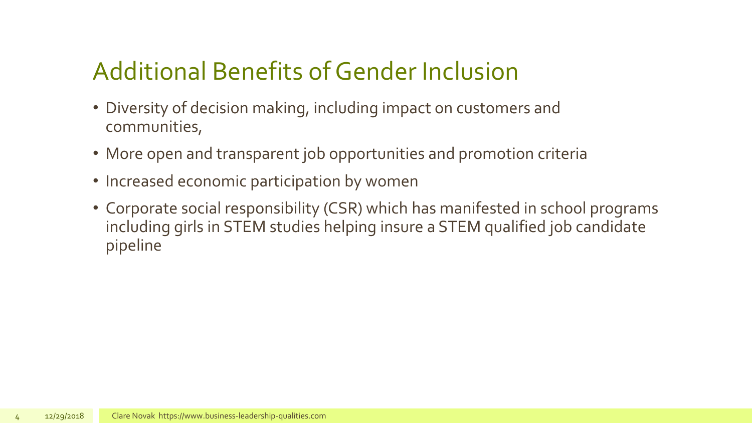# Additional Benefits of Gender Inclusion

- Diversity of decision making, including impact on customers and communities,
- More open and transparent job opportunities and promotion criteria
- Increased economic participation by women
- Corporate social responsibility (CSR) which has manifested in school programs including girls in STEM studies helping insure a STEM qualified job candidate pipeline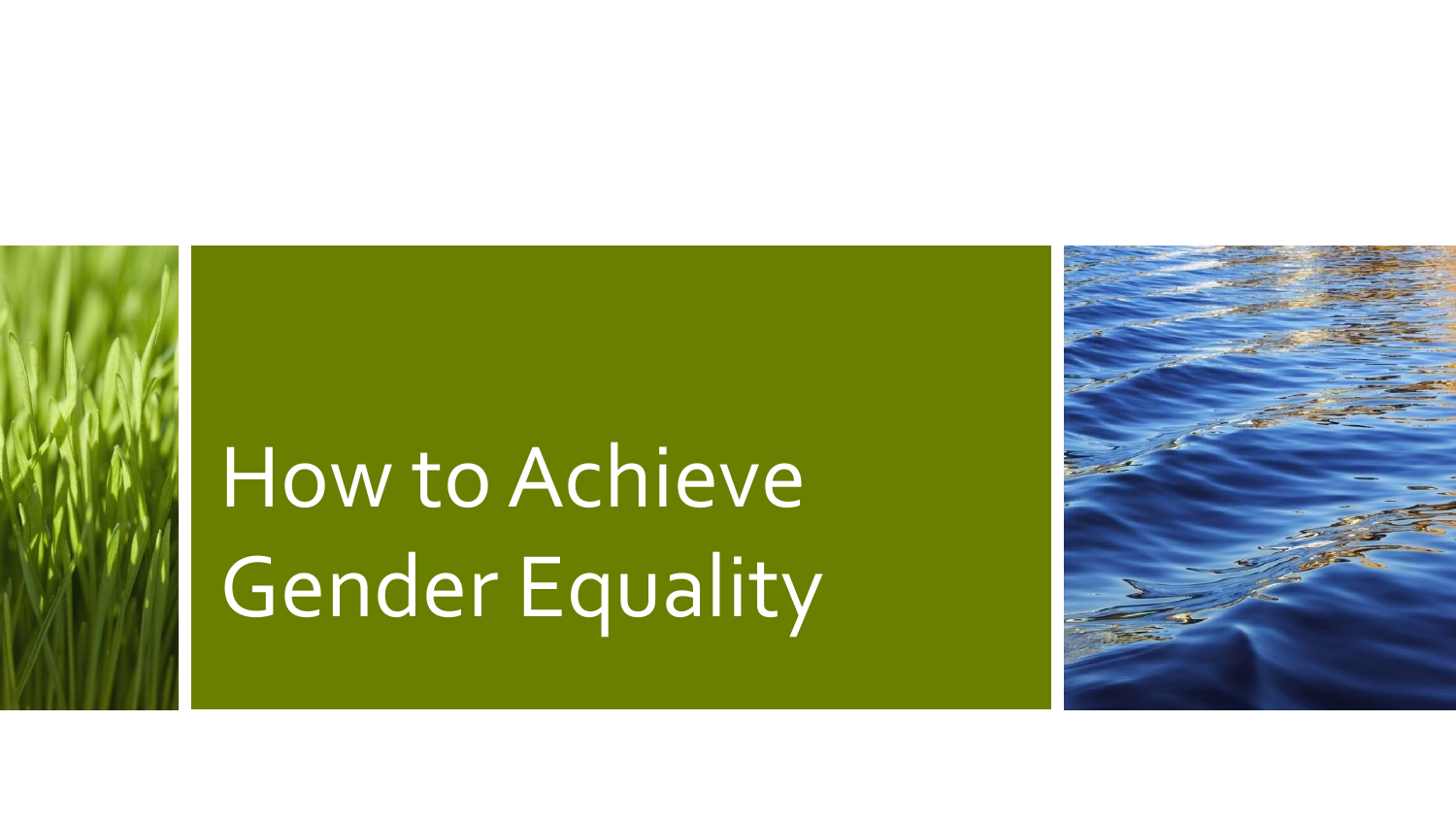# How to Achieve Gender Equality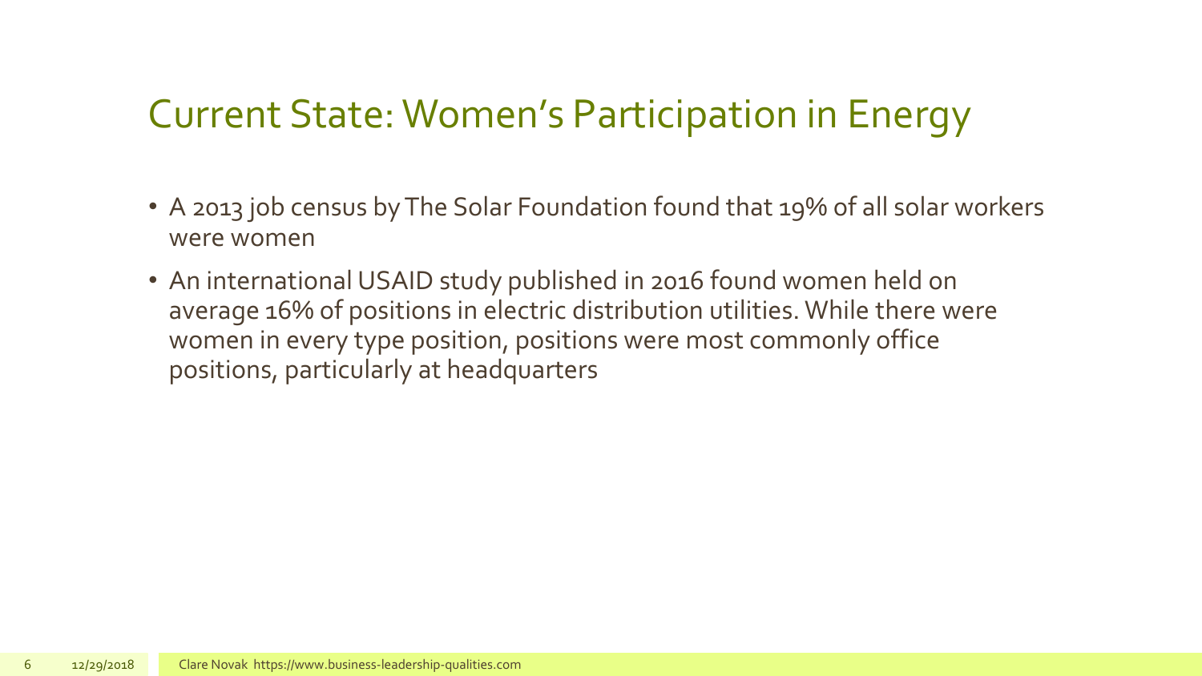# Current State: Women's Participation in Energy

- A 2013 job census by The Solar Foundation found that 19% of all solar workers were women
- An international USAID study published in 2016 found women held on average 16% of positions in electric distribution utilities. While there were women in every type position, positions were most commonly office positions, particularly at headquarters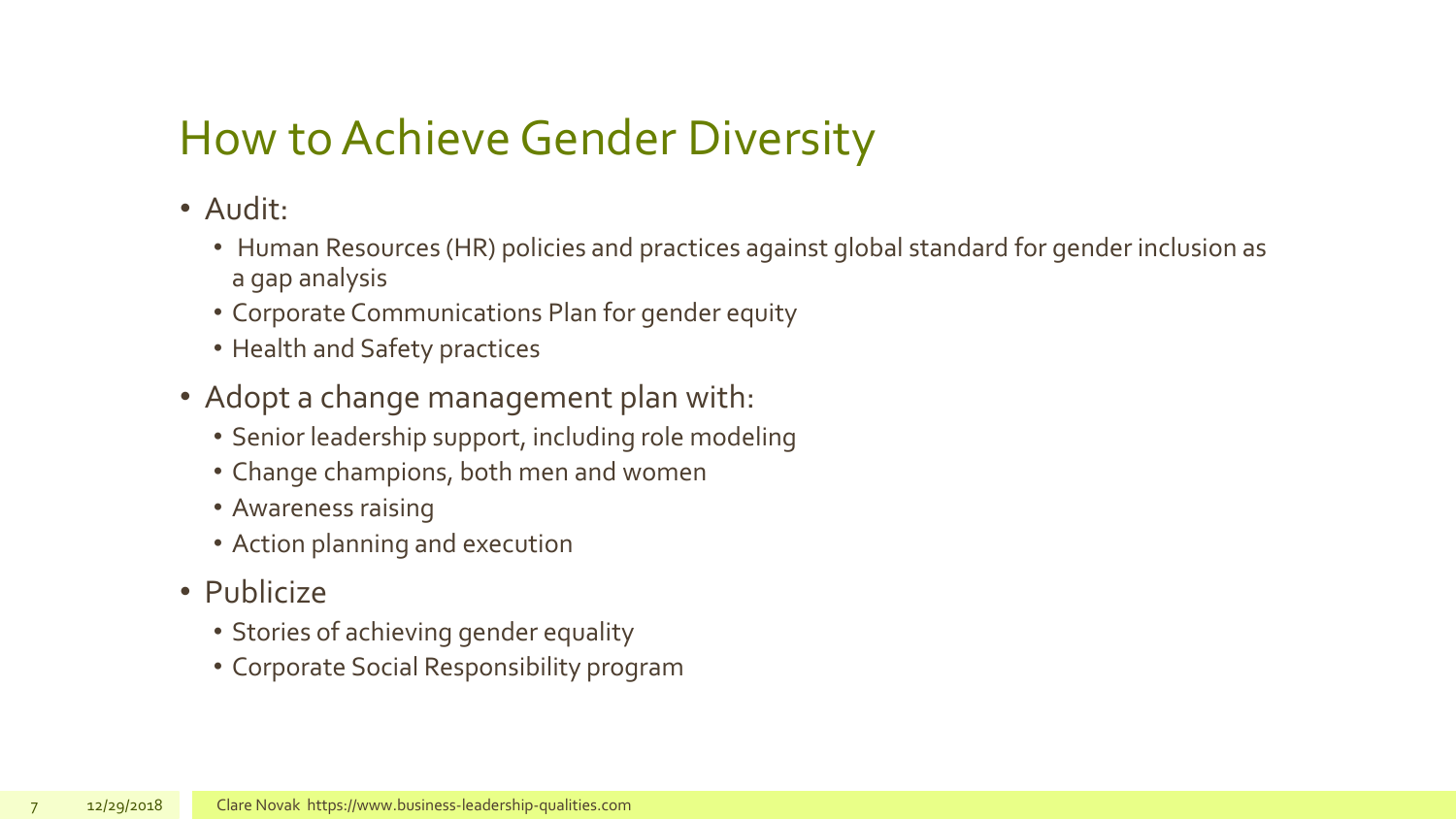# How to Achieve Gender Diversity

- Audit:
  - Human Resources (HR) policies and practices against global standard for gender inclusion as a gap analysis
  - Corporate Communications Plan for gender equity
  - Health and Safety practices
- Adopt a change management plan with:
  - Senior leadership support, including role modeling
  - Change champions, both men and women
  - Awareness raising
  - Action planning and execution
- Publicize
  - Stories of achieving gender equality
  - Corporate Social Responsibility program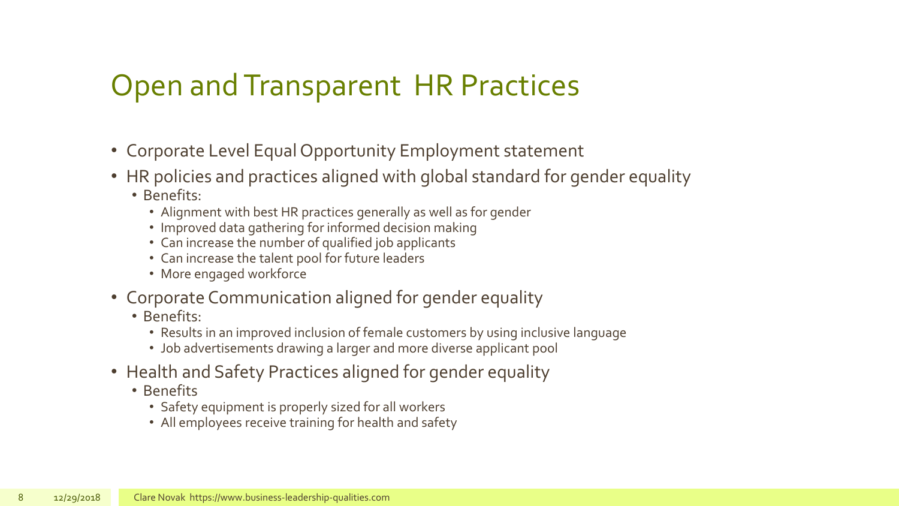# Open and Transparent HR Practices

- Corporate Level Equal Opportunity Employment statement
- HR policies and practices aligned with global standard for gender equality
  - Benefits:
    - Alignment with best HR practices generally as well as for gender
    - Improved data gathering for informed decision making
    - Can increase the number of qualified job applicants
    - Can increase the talent pool for future leaders
    - More engaged workforce
- Corporate Communication aligned for gender equality
  - Benefits:
    - Results in an improved inclusion of female customers by using inclusive language
    - Job advertisements drawing a larger and more diverse applicant pool
- Health and Safety Practices aligned for gender equality
  - Benefits
    - Safety equipment is properly sized for all workers
    - All employees receive training for health and safety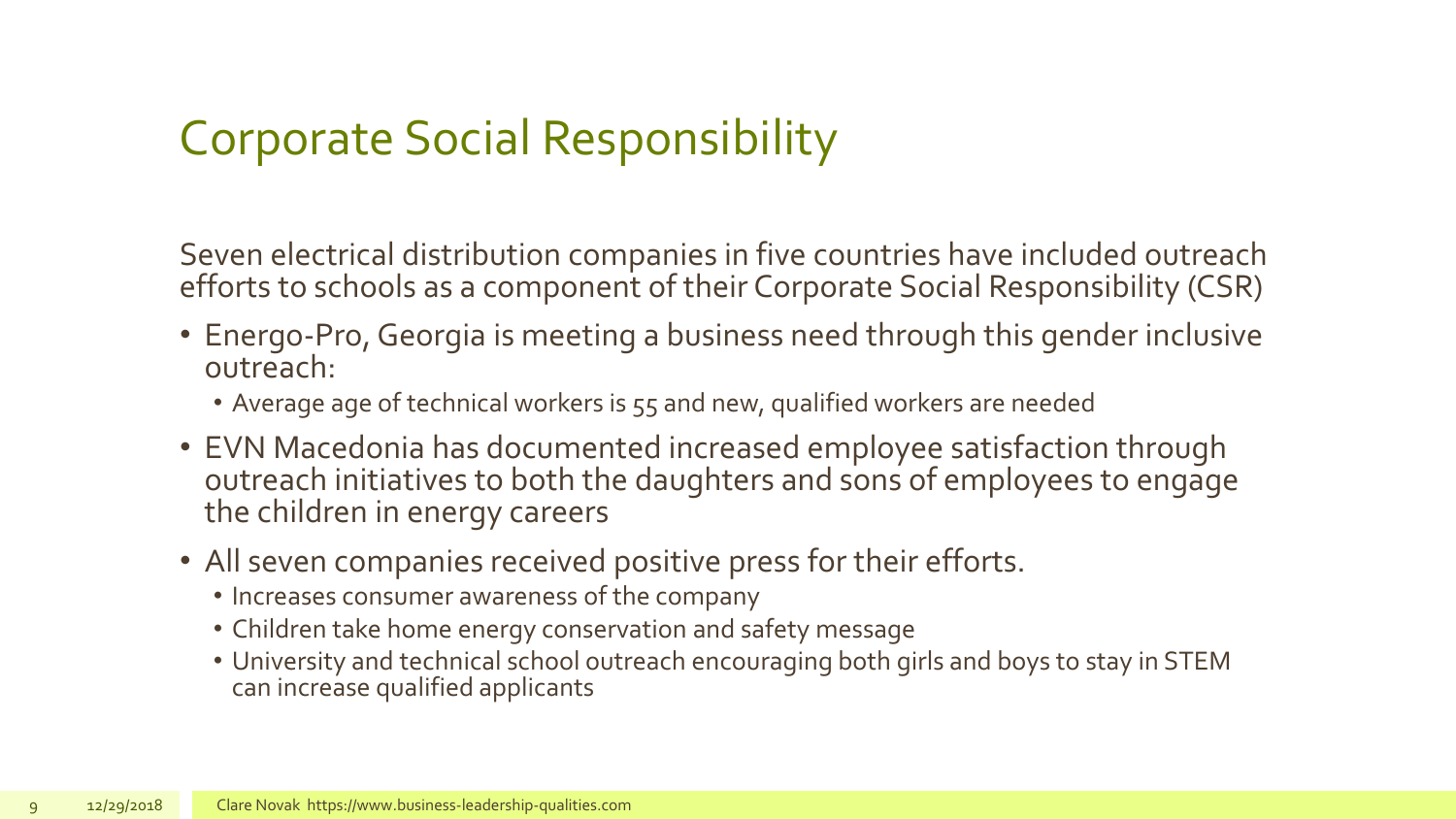# Corporate Social Responsibility

Seven electrical distribution companies in five countries have included outreach efforts to schools as a component of their Corporate Social Responsibility (CSR)

- Energo-Pro, Georgia is meeting a business need through this gender inclusive outreach:
  - Average age of technical workers is 55 and new, qualified workers are needed
- EVN Macedonia has documented increased employee satisfaction through outreach initiatives to both the daughters and sons of employees to engage the children in energy careers
- All seven companies received positive press for their efforts.
  - Increases consumer awareness of the company
  - Children take home energy conservation and safety message
  - University and technical school outreach encouraging both girls and boys to stay in STEM can increase qualified applicants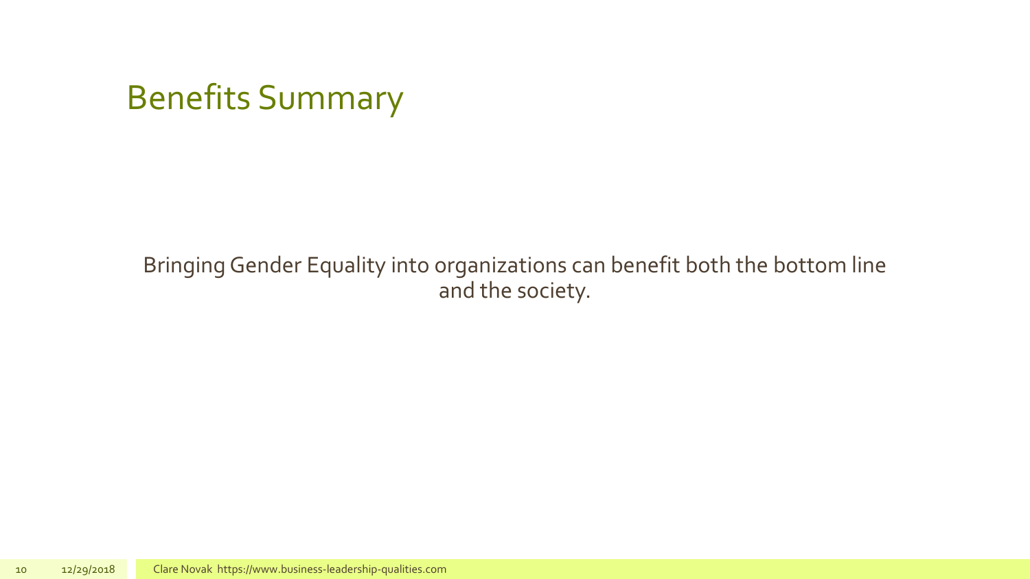# Benefits Summary

Bringing Gender Equality into organizations can benefit both the bottom line and the society.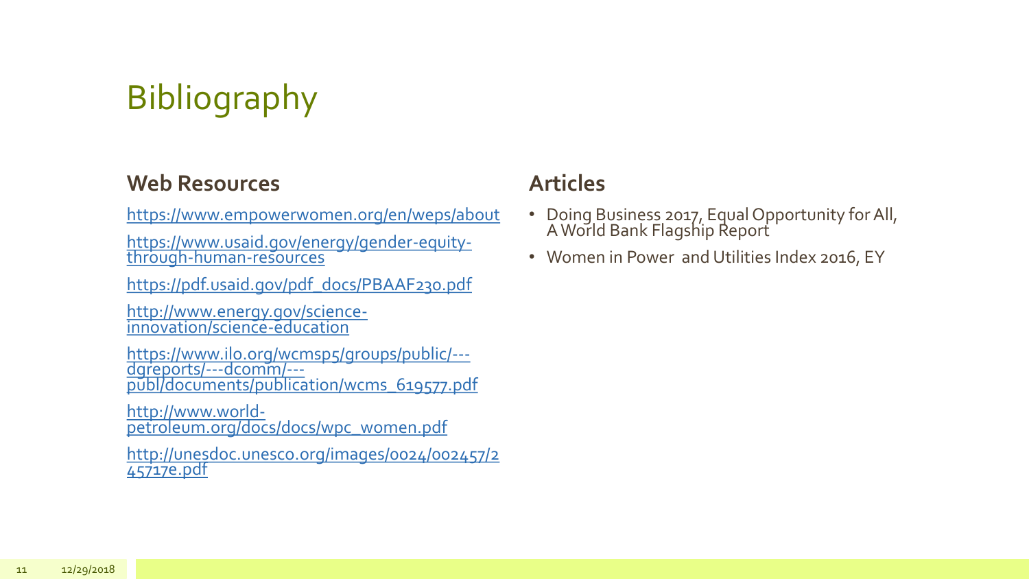# Bibliography

### Web Resources

https://www.empowerwomen.org/en/weps/about

https://www.usaid.gov/energy/gender-equity-through-human-resources

https://pdf.usaid.gov/pdf_docs/PBAAF230.pdf

http://www.energy.gov/science-innovation/science-education

https://www.ilo.org/wcmsp5/groups/public/---dgreports/---dcomm/---publ/documents/publication/wcms_619577.pdf

http://www.world-petroleum.org/docs/docs/wpc_women.pdf

http://unesdoc.unesco.org/images/0024/002457/245717e.pdf

### Articles

- Doing Business 2017, Equal Opportunity for All, A World Bank Flagship Report
- Women in Power and Utilities Index 2016, EY